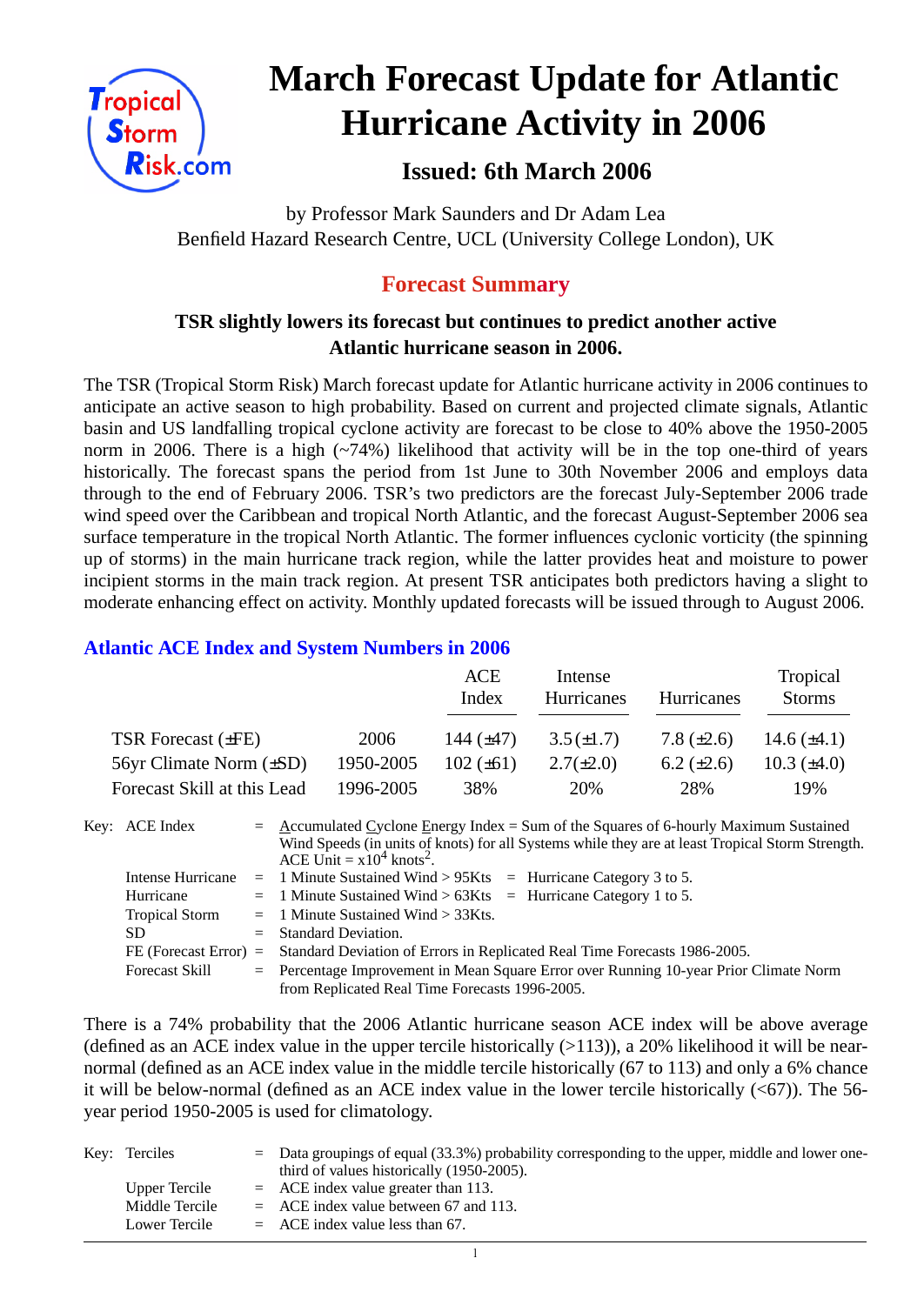# March Forecast Update for Atlantic Hurricane Activity in 2006

## Issued: 6th March 2006

by Professor Mark Saunders and Dr Adam Lea
Benfield Hazard Research Centre, UCL (University College London), UK

## Forecast Summary

**TSR slightly lowers its forecast but continues to predict another active Atlantic hurricane season in 2006.**

The TSR (Tropical Storm Risk) March forecast update for Atlantic hurricane activity in 2006 continues to anticipate an active season to high probability. Based on current and projected climate signals, Atlantic basin and US landfalling tropical cyclone activity are forecast to be close to 40% above the 1950-2005 norm in 2006. There is a high (~74%) likelihood that activity will be in the top one-third of years historically. The forecast spans the period from 1st June to 30th November 2006 and employs data through to the end of February 2006. TSR's two predictors are the forecast July-September 2006 trade wind speed over the Caribbean and tropical North Atlantic, and the forecast August-September 2006 sea surface temperature in the tropical North Atlantic. The former influences cyclonic vorticity (the spinning up of storms) in the main hurricane track region, while the latter provides heat and moisture to power incipient storms in the main track region. At present TSR anticipates both predictors having a slight to moderate enhancing effect on activity. Monthly updated forecasts will be issued through to August 2006.

### Atlantic ACE Index and System Numbers in 2006

| | | ACE Index | Intense Hurricanes | Hurricanes | Tropical Storms |
|---|---|---|---|---|---|
| TSR Forecast (±FE) | 2006 | 144 (±47) | 3.5 (±1.7) | 7.8 (±2.6) | 14.6 (±4.1) |
| 56yr Climate Norm (±SD) | 1950-2005 | 102 (±61) | 2.7(±2.0) | 6.2 (±2.6) | 10.3 (±4.0) |
| Forecast Skill at this Lead | 1996-2005 | 38% | 20% | 28% | 19% |

Key:
- ACE Index = Accumulated Cyclone Energy Index = Sum of the Squares of 6-hourly Maximum Sustained Wind Speeds (in units of knots) for all Systems while they are at least Tropical Storm Strength. ACE Unit = $x10^4$ knots$^2$.
- Intense Hurricane = 1 Minute Sustained Wind > 95Kts = Hurricane Category 3 to 5.
- Hurricane = 1 Minute Sustained Wind > 63Kts = Hurricane Category 1 to 5.
- Tropical Storm = 1 Minute Sustained Wind > 33Kts.
- SD = Standard Deviation.
- FE (Forecast Error) = Standard Deviation of Errors in Replicated Real Time Forecasts 1986-2005.
- Forecast Skill = Percentage Improvement in Mean Square Error over Running 10-year Prior Climate Norm from Replicated Real Time Forecasts 1996-2005.

There is a 74% probability that the 2006 Atlantic hurricane season ACE index will be above average (defined as an ACE index value in the upper tercile historically (>113)), a 20% likelihood it will be near-normal (defined as an ACE index value in the middle tercile historically (67 to 113) and only a 6% chance it will be below-normal (defined as an ACE index value in the lower tercile historically (<67)). The 56-year period 1950-2005 is used for climatology.

Key:
- Terciles = Data groupings of equal (33.3%) probability corresponding to the upper, middle and lower one-third of values historically (1950-2005).
- Upper Tercile = ACE index value greater than 113.
- Middle Tercile = ACE index value between 67 and 113.
- Lower Tercile = ACE index value less than 67.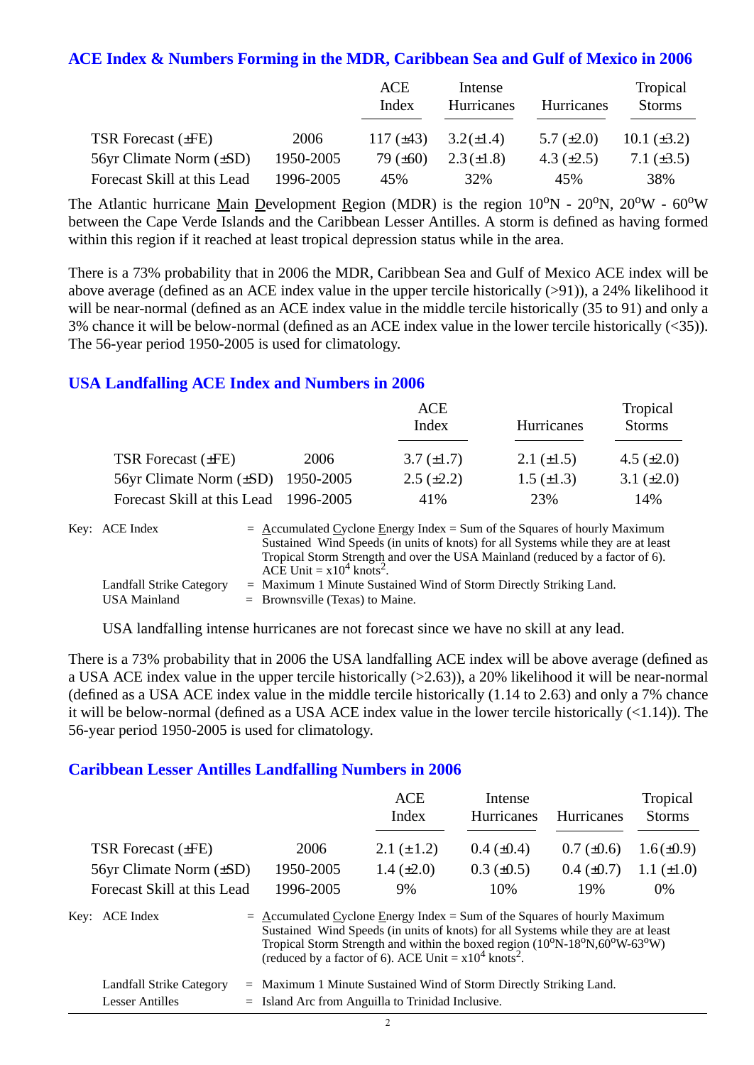## ACE Index & Numbers Forming in the MDR, Caribbean Sea and Gulf of Mexico in 2006

| | | ACE Index | Intense Hurricanes | Hurricanes | Tropical Storms |
|---|---|---|---|---|---|
| TSR Forecast (±FE) | 2006 | 117 (±43) | 3.2(±1.4) | 5.7 (±2.0) | 10.1 (±3.2) |
| 56yr Climate Norm (±SD) | 1950-2005 | 79 (±60) | 2.3(±1.8) | 4.3 (±2.5) | 7.1 (±3.5) |
| Forecast Skill at this Lead | 1996-2005 | 45% | 32% | 45% | 38% |

The Atlantic hurricane Main Development Region (MDR) is the region 10$^o$N - 20$^o$N, 20$^o$W - 60$^o$W between the Cape Verde Islands and the Caribbean Lesser Antilles. A storm is defined as having formed within this region if it reached at least tropical depression status while in the area.

There is a 73% probability that in 2006 the MDR, Caribbean Sea and Gulf of Mexico ACE index will be above average (defined as an ACE index value in the upper tercile historically (>91)), a 24% likelihood it will be near-normal (defined as an ACE index value in the middle tercile historically (35 to 91) and only a 3% chance it will be below-normal (defined as an ACE index value in the lower tercile historically (<35)). The 56-year period 1950-2005 is used for climatology.

## USA Landfalling ACE Index and Numbers in 2006

| | | ACE Index | Hurricanes | Tropical Storms |
|---|---|---|---|---|
| TSR Forecast (±FE) | 2006 | 3.7 (±1.7) | 2.1 (±1.5) | 4.5 (±2.0) |
| 56yr Climate Norm (±SD) | 1950-2005 | 2.5 (±2.2) | 1.5 (±1.3) | 3.1 (±2.0) |
| Forecast Skill at this Lead | 1996-2005 | 41% | 23% | 14% |

Key: ACE Index = Accumulated Cyclone Energy Index = Sum of the Squares of hourly Maximum Sustained Wind Speeds (in units of knots) for all Systems while they are at least Tropical Storm Strength and over the USA Mainland (reduced by a factor of 6). ACE Unit = x10$^4$ knots$^2$.

Landfall Strike Category = Maximum 1 Minute Sustained Wind of Storm Directly Striking Land.

USA Mainland = Brownsville (Texas) to Maine.

USA landfalling intense hurricanes are not forecast since we have no skill at any lead.

There is a 73% probability that in 2006 the USA landfalling ACE index will be above average (defined as a USA ACE index value in the upper tercile historically (>2.63)), a 20% likelihood it will be near-normal (defined as a USA ACE index value in the middle tercile historically (1.14 to 2.63) and only a 7% chance it will be below-normal (defined as a USA ACE index value in the lower tercile historically (<1.14)). The 56-year period 1950-2005 is used for climatology.

## Caribbean Lesser Antilles Landfalling Numbers in 2006

| | | ACE Index | Intense Hurricanes | Hurricanes | Tropical Storms |
|---|---|---|---|---|---|
| TSR Forecast (±FE) | 2006 | 2.1 (±1.2) | 0.4 (±0.4) | 0.7 (±0.6) | 1.6 (±0.9) |
| 56yr Climate Norm (±SD) | 1950-2005 | 1.4 (±2.0) | 0.3 (±0.5) | 0.4 (±0.7) | 1.1 (±1.0) |
| Forecast Skill at this Lead | 1996-2005 | 9% | 10% | 19% | 0% |

Key: ACE Index = Accumulated Cyclone Energy Index = Sum of the Squares of hourly Maximum Sustained Wind Speeds (in units of knots) for all Systems while they are at least Tropical Storm Strength and within the boxed region (10$^o$N-18$^o$N,60$^o$W-63$^o$W) (reduced by a factor of 6). ACE Unit = x10$^4$ knots$^2$.

Landfall Strike Category = Maximum 1 Minute Sustained Wind of Storm Directly Striking Land.

Lesser Antilles = Island Arc from Anguilla to Trinidad Inclusive.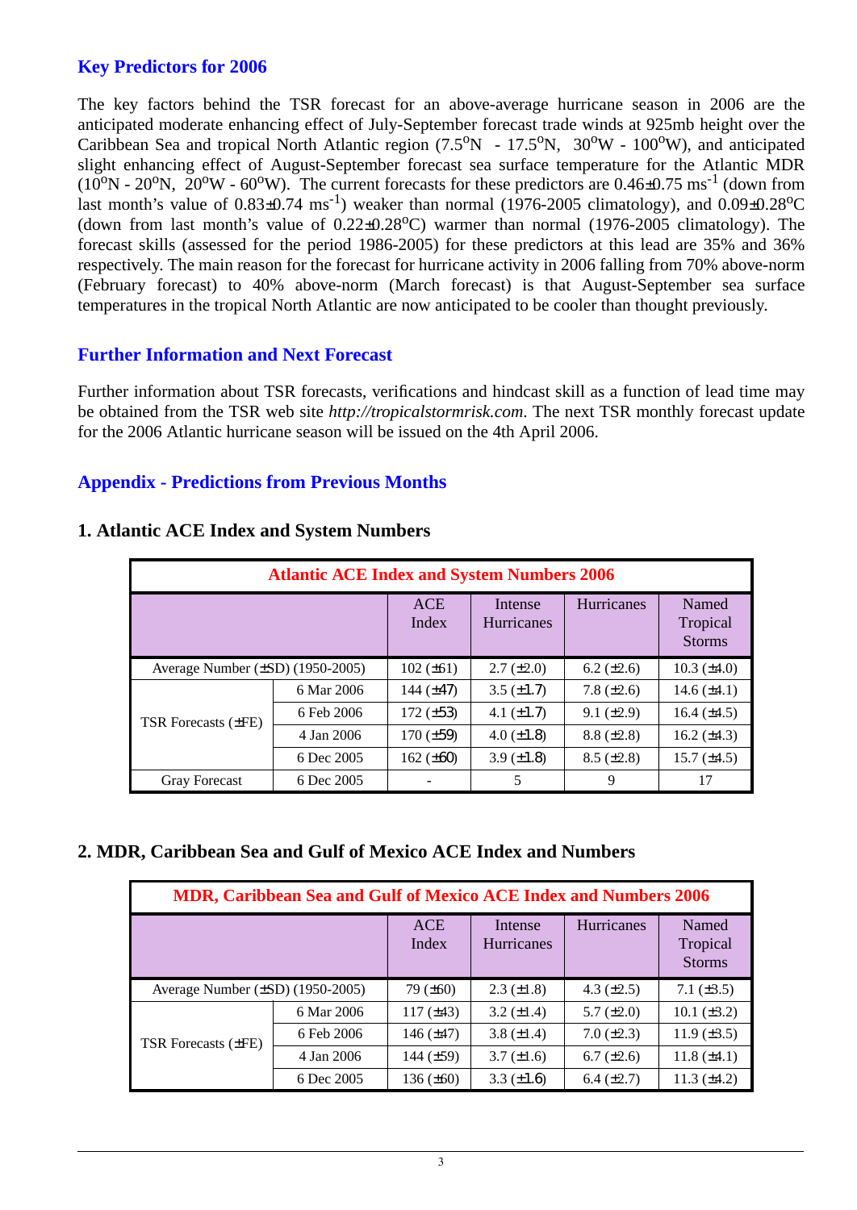## Key Predictors for 2006

The key factors behind the TSR forecast for an above-average hurricane season in 2006 are the anticipated moderate enhancing effect of July-September forecast trade winds at 925mb height over the Caribbean Sea and tropical North Atlantic region ($7.5^oN$ - $17.5^oN$, $30^oW$ - $100^oW$), and anticipated slight enhancing effect of August-September forecast sea surface temperature for the Atlantic MDR ($10^oN$ - $20^oN$, $20^oW$ - $60^oW$). The current forecasts for these predictors are $0.46\pm0.75\ ms^{-1}$ (down from last month's value of $0.83\pm0.74\ ms^{-1}$) weaker than normal (1976-2005 climatology), and $0.09\pm0.28^oC$ (down from last month's value of $0.22\pm0.28^oC$) warmer than normal (1976-2005 climatology). The forecast skills (assessed for the period 1986-2005) for these predictors at this lead are 35% and 36% respectively. The main reason for the forecast for hurricane activity in 2006 falling from 70% above-norm (February forecast) to 40% above-norm (March forecast) is that August-September sea surface temperatures in the tropical North Atlantic are now anticipated to be cooler than thought previously.

## Further Information and Next Forecast

Further information about TSR forecasts, verifications and hindcast skill as a function of lead time may be obtained from the TSR web site *http://tropicalstormrisk.com*. The next TSR monthly forecast update for the 2006 Atlantic hurricane season will be issued on the 4th April 2006.

## Appendix - Predictions from Previous Months

### 1. Atlantic ACE Index and System Numbers

| Atlantic ACE Index and System Numbers 2006 | | | | | |
|---|---|---|---|---|---|
| | | ACE Index | Intense Hurricanes | Hurricanes | Named Tropical Storms |
| Average Number (±SD) (1950-2005) | | 102 (±61) | 2.7 (±2.0) | 6.2 (±2.6) | 10.3 (±4.0) |
| TSR Forecasts (±FE) | 6 Mar 2006 | 144 (±47) | 3.5 (±1.7) | 7.8 (±2.6) | 14.6 (±4.1) |
| | 6 Feb 2006 | 172 (±53) | 4.1 (±1.7) | 9.1 (±2.9) | 16.4 (±4.5) |
| | 4 Jan 2006 | 170 (±59) | 4.0 (±1.8) | 8.8 (±2.8) | 16.2 (±4.3) |
| | 6 Dec 2005 | 162 (±60) | 3.9 (±1.8) | 8.5 (±2.8) | 15.7 (±4.5) |
| Gray Forecast | 6 Dec 2005 | - | 5 | 9 | 17 |

### 2. MDR, Caribbean Sea and Gulf of Mexico ACE Index and Numbers

| MDR, Caribbean Sea and Gulf of Mexico ACE Index and Numbers 2006 | | | | | |
|---|---|---|---|---|---|
| | | ACE Index | Intense Hurricanes | Hurricanes | Named Tropical Storms |
| Average Number (±SD) (1950-2005) | | 79 (±60) | 2.3 (±1.8) | 4.3 (±2.5) | 7.1 (±3.5) |
| TSR Forecasts (±FE) | 6 Mar 2006 | 117 (±43) | 3.2 (±1.4) | 5.7 (±2.0) | 10.1 (±3.2) |
| | 6 Feb 2006 | 146 (±47) | 3.8 (±1.4) | 7.0 (±2.3) | 11.9 (±3.5) |
| | 4 Jan 2006 | 144 (±59) | 3.7 (±1.6) | 6.7 (±2.6) | 11.8 (±4.1) |
| | 6 Dec 2005 | 136 (±60) | 3.3 (±1.6) | 6.4 (±2.7) | 11.3 (±4.2) |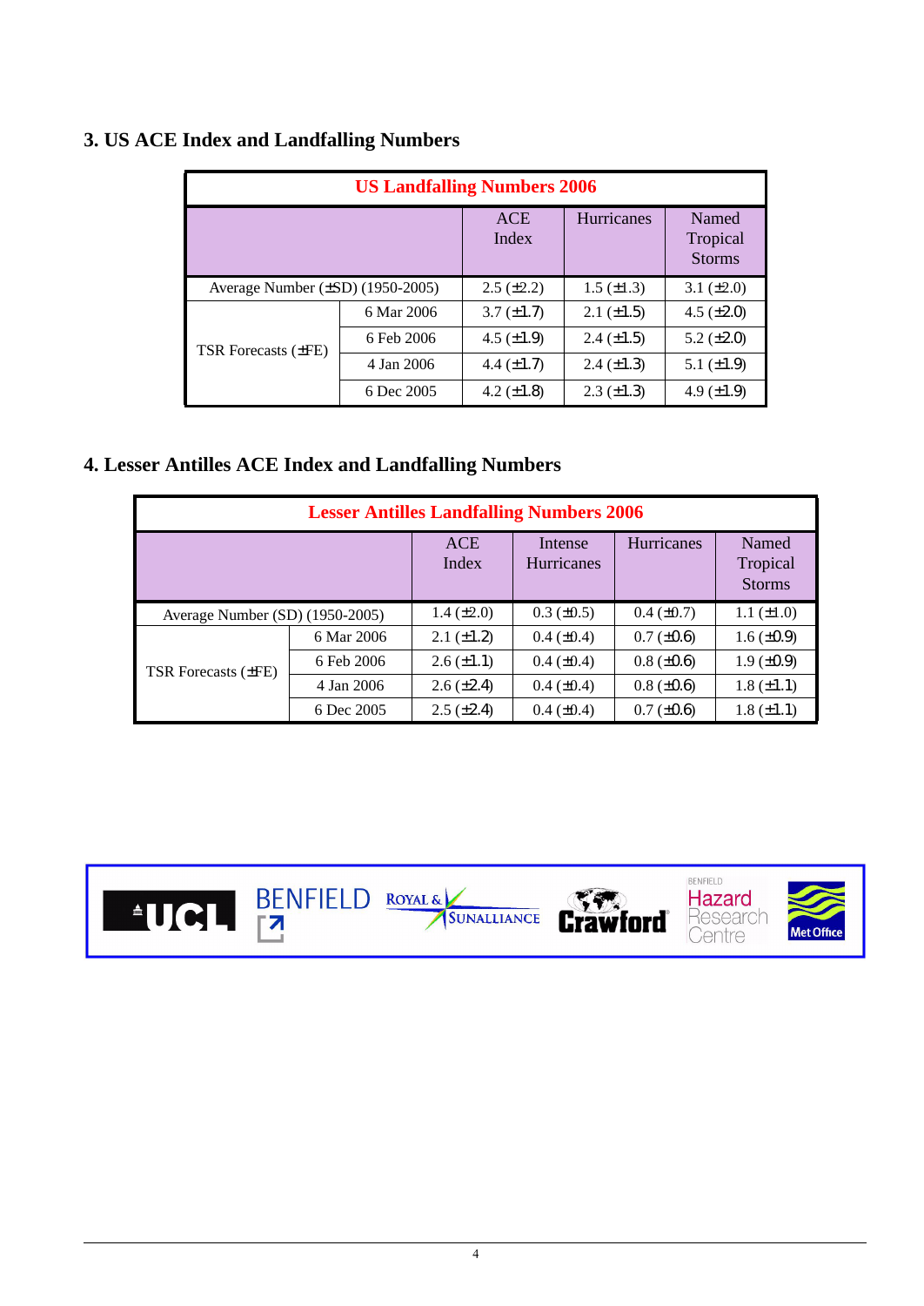## 3. US ACE Index and Landfalling Numbers

| US Landfalling Numbers 2006 | | | | |
|---|---|---|---|---|
| | | ACE Index | Hurricanes | Named Tropical Storms |
| Average Number (±SD) (1950-2005) | | 2.5 (±2.2) | 1.5 (±1.3) | 3.1 (±2.0) |
| TSR Forecasts (±FE) | 6 Mar 2006 | 3.7 (±1.7) | 2.1 (±1.5) | 4.5 (±2.0) |
| | 6 Feb 2006 | 4.5 (±1.9) | 2.4 (±1.5) | 5.2 (±2.0) |
| | 4 Jan 2006 | 4.4 (±1.7) | 2.4 (±1.3) | 5.1 (±1.9) |
| | 6 Dec 2005 | 4.2 (±1.8) | 2.3 (±1.3) | 4.9 (±1.9) |

## 4. Lesser Antilles ACE Index and Landfalling Numbers

| Lesser Antilles Landfalling Numbers 2006 | | | | | |
|---|---|---|---|---|---|
| | | ACE Index | Intense Hurricanes | Hurricanes | Named Tropical Storms |
| Average Number (SD) (1950-2005) | | 1.4 (±2.0) | 0.3 (±0.5) | 0.4 (±0.7) | 1.1 (±1.0) |
| TSR Forecasts (±FE) | 6 Mar 2006 | 2.1 (±1.2) | 0.4 (±0.4) | 0.7 (±0.6) | 1.6 (±0.9) |
| | 6 Feb 2006 | 2.6 (±1.1) | 0.4 (±0.4) | 0.8 (±0.6) | 1.9 (±0.9) |
| | 4 Jan 2006 | 2.6 (±2.4) | 0.4 (±0.4) | 0.8 (±0.6) | 1.8 (±1.1) |
| | 6 Dec 2005 | 2.5 (±2.4) | 0.4 (±0.4) | 0.7 (±0.6) | 1.8 (±1.1) |

UCL BENFIELD ROYAL & SUNALLIANCE Crawford BENFIELD Hazard Research Centre Met Office